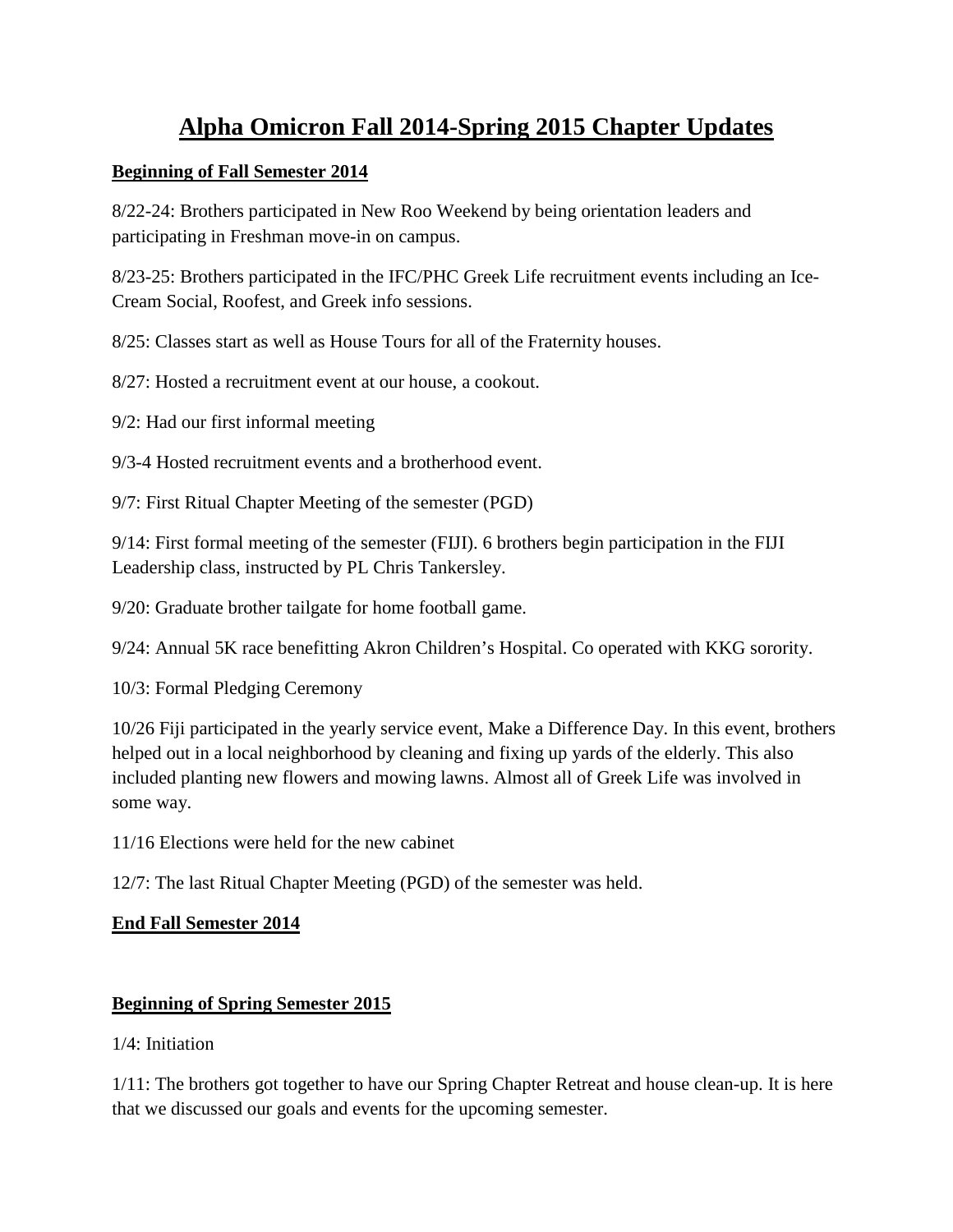# Alpha Omicron Fall 2014-Spring 2015 Chapter Updates

**Beginning of Fall Semester 2014**

8/22-24: Brothers participated in New Roo Weekend by being orientation leaders and participating in Freshman move-in on campus.

8/23-25: Brothers participated in the IFC/PHC Greek Life recruitment events including an Ice-Cream Social, Roofest, and Greek info sessions.

8/25: Classes start as well as House Tours for all of the Fraternity houses.

8/27: Hosted a recruitment event at our house, a cookout.

9/2: Had our first informal meeting

9/3-4 Hosted recruitment events and a brotherhood event.

9/7: First Ritual Chapter Meeting of the semester (PGD)

9/14: First formal meeting of the semester (FIJI). 6 brothers begin participation in the FIJI Leadership class, instructed by PL Chris Tankersley.

9/20: Graduate brother tailgate for home football game.

9/24: Annual 5K race benefitting Akron Children's Hospital. Co operated with KKG sorority.

10/3: Formal Pledging Ceremony

10/26 Fiji participated in the yearly service event, Make a Difference Day. In this event, brothers helped out in a local neighborhood by cleaning and fixing up yards of the elderly. This also included planting new flowers and mowing lawns. Almost all of Greek Life was involved in some way.

11/16 Elections were held for the new cabinet

12/7: The last Ritual Chapter Meeting (PGD) of the semester was held.

**End Fall Semester 2014**

**Beginning of Spring Semester 2015**

1/4: Initiation

1/11: The brothers got together to have our Spring Chapter Retreat and house clean-up. It is here that we discussed our goals and events for the upcoming semester.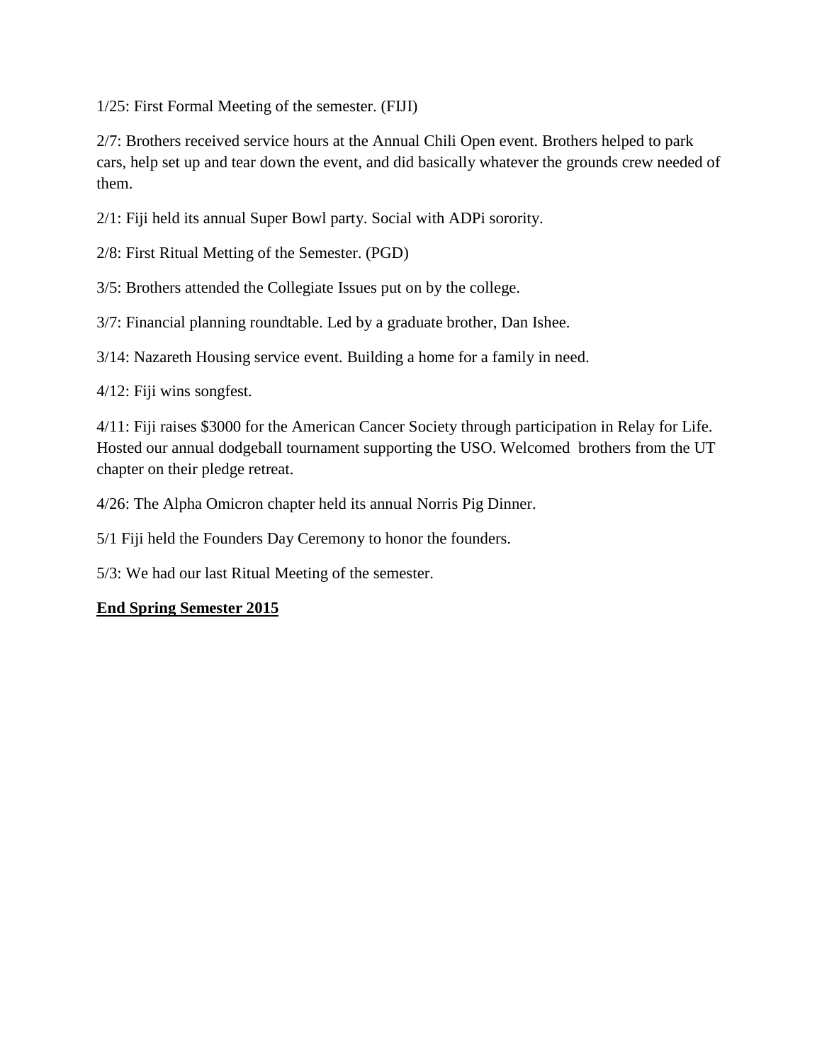1/25: First Formal Meeting of the semester. (FIJI)

2/7: Brothers received service hours at the Annual Chili Open event. Brothers helped to park cars, help set up and tear down the event, and did basically whatever the grounds crew needed of them.

2/1: Fiji held its annual Super Bowl party. Social with ADPi sorority.

2/8: First Ritual Metting of the Semester. (PGD)

3/5: Brothers attended the Collegiate Issues put on by the college.

3/7: Financial planning roundtable. Led by a graduate brother, Dan Ishee.

3/14: Nazareth Housing service event. Building a home for a family in need.

4/12: Fiji wins songfest.

4/11: Fiji raises $3000 for the American Cancer Society through participation in Relay for Life. Hosted our annual dodgeball tournament supporting the USO. Welcomed brothers from the UT chapter on their pledge retreat.

4/26: The Alpha Omicron chapter held its annual Norris Pig Dinner.

5/1 Fiji held the Founders Day Ceremony to honor the founders.

5/3: We had our last Ritual Meeting of the semester.

**End Spring Semester 2015**